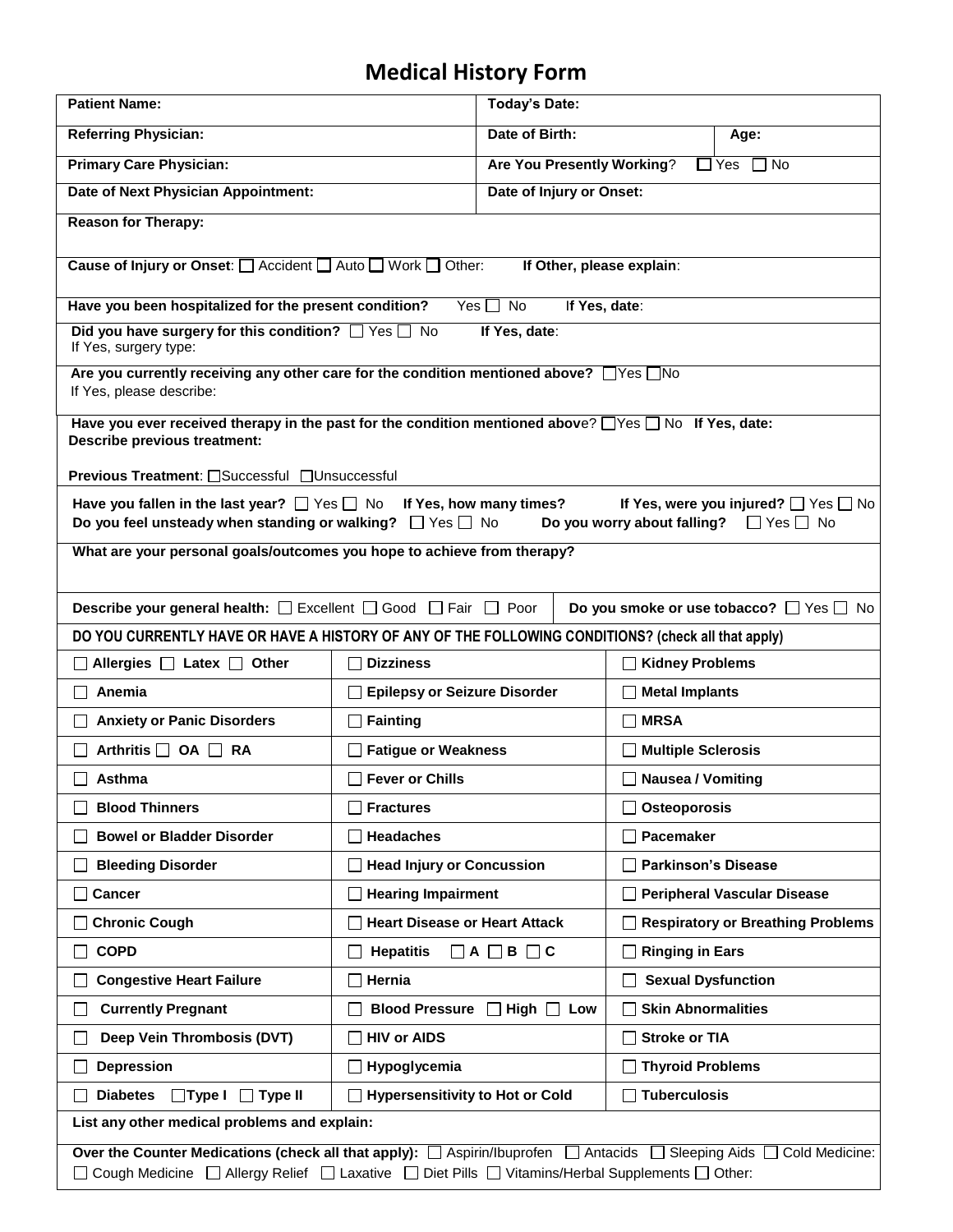# Medical History Form

| | |
|---|---|
| **Patient Name:** | **Today's Date:** |
| **Referring Physician:** | **Date of Birth:** **Age:** |
| **Primary Care Physician:** | **Are You Presently Working**? ☐ Yes ☐ No |
| **Date of Next Physician Appointment:** | **Date of Injury or Onset:** |

**Reason for Therapy:**

**Cause of Injury or Onset**: ☐ Accident ☐ Auto ☐ Work ☐ Other: **If Other, please explain**:

**Have you been hospitalized for the present condition?** Yes ☐ No If Yes, date:

**Did you have surgery for this condition?** ☐ Yes ☐ No **If Yes, date**:
If Yes, surgery type:

**Are you currently receiving any other care for the condition mentioned above?** ☐Yes ☐No
If Yes, please describe:

**Have you ever received therapy in the past for the condition mentioned abov**e? ☐Yes ☐ No **If Yes, date:**
**Describe previous treatment:**

**Previous Treatment**: ☐Successful ☐Unsuccessful

**Have you fallen in the last year?** ☐ Yes ☐ No **If Yes, how many times?** **If Yes, were you injured?** ☐ Yes ☐ No
**Do you feel unsteady when standing or walking?** ☐ Yes ☐ No **Do you worry about falling?** ☐ Yes ☐ No

**What are your personal goals/outcomes you hope to achieve from therapy?**

**Describe your general health:** ☐ Excellent ☐ Good ☐ Fair ☐ Poor | **Do you smoke or use tobacco?** ☐ Yes ☐ No

**DO YOU CURRENTLY HAVE OR HAVE A HISTORY OF ANY OF THE FOLLOWING CONDITIONS? (check all that apply)**

| | | |
|---|---|---|
| ☐ **Allergies** ☐ **Latex** ☐ **Other** | ☐ **Dizziness** | ☐ **Kidney Problems** |
| ☐ **Anemia** | ☐ **Epilepsy or Seizure Disorder** | ☐ **Metal Implants** |
| ☐ **Anxiety or Panic Disorders** | ☐ **Fainting** | ☐ **MRSA** |
| ☐ **Arthritis** ☐ **OA** ☐ **RA** | ☐ **Fatigue or Weakness** | ☐ **Multiple Sclerosis** |
| ☐ **Asthma** | ☐ **Fever or Chills** | ☐ **Nausea / Vomiting** |
| ☐ **Blood Thinners** | ☐ **Fractures** | ☐ **Osteoporosis** |
| ☐ **Bowel or Bladder Disorder** | ☐ **Headaches** | ☐ **Pacemaker** |
| ☐ **Bleeding Disorder** | ☐ **Head Injury or Concussion** | ☐ **Parkinson's Disease** |
| ☐ **Cancer** | ☐ **Hearing Impairment** | ☐ **Peripheral Vascular Disease** |
| ☐ **Chronic Cough** | ☐ **Heart Disease or Heart Attack** | ☐ **Respiratory or Breathing Problems** |
| ☐ **COPD** | ☐ **Hepatitis** ☐ **A** ☐ **B** ☐ **C** | ☐ **Ringing in Ears** |
| ☐ **Congestive Heart Failure** | ☐ **Hernia** | ☐ **Sexual Dysfunction** |
| ☐ **Currently Pregnant** | ☐ **Blood Pressure** ☐ **High** ☐ **Low** | ☐ **Skin Abnormalities** |
| ☐ **Deep Vein Thrombosis (DVT)** | ☐ **HIV or AIDS** | ☐ **Stroke or TIA** |
| ☐ **Depression** | ☐ **Hypoglycemia** | ☐ **Thyroid Problems** |
| ☐ **Diabetes** ☐ **Type I** ☐ **Type II** | ☐ **Hypersensitivity to Hot or Cold** | ☐ **Tuberculosis** |

**List any other medical problems and explain:**

**Over the Counter Medications (check all that apply):** ☐ Aspirin/Ibuprofen ☐ Antacids ☐ Sleeping Aids ☐ Cold Medicine: ☐ Cough Medicine ☐ Allergy Relief ☐ Laxative ☐ Diet Pills ☐ Vitamins/Herbal Supplements ☐ Other: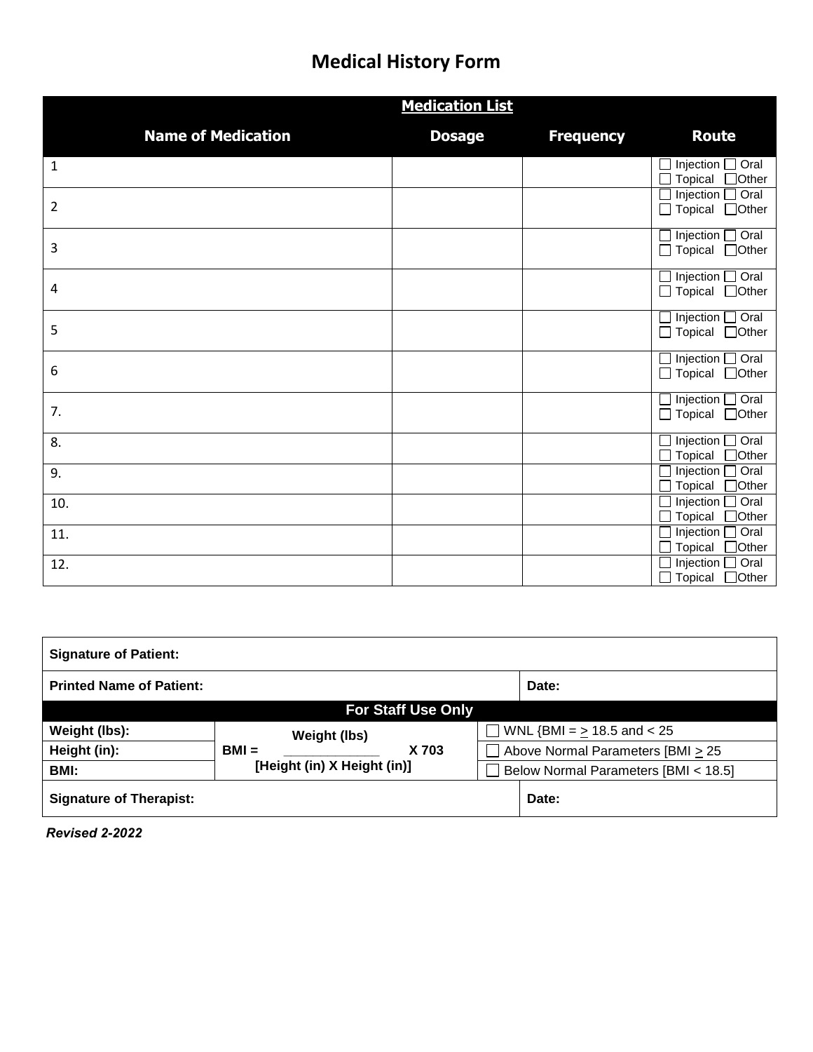# Medical History Form

| Medication List | | | |
|---|---|---|---|
| **Name of Medication** | **Dosage** | **Frequency** | **Route** |
| 1 | | | ☐ Injection ☐ Oral ☐ Topical ☐Other |
| 2 | | | ☐ Injection ☐ Oral ☐ Topical ☐Other |
| 3 | | | ☐ Injection ☐ Oral ☐ Topical ☐Other |
| 4 | | | ☐ Injection ☐ Oral ☐ Topical ☐Other |
| 5 | | | ☐ Injection ☐ Oral ☐ Topical ☐Other |
| 6 | | | ☐ Injection ☐ Oral ☐ Topical ☐Other |
| 7. | | | ☐ Injection ☐ Oral ☐ Topical ☐Other |
| 8. | | | ☐ Injection ☐ Oral ☐ Topical ☐Other |
| 9. | | | ☐ Injection ☐ Oral ☐ Topical ☐Other |
| 10. | | | ☐ Injection ☐ Oral ☐ Topical ☐Other |
| 11. | | | ☐ Injection ☐ Oral ☐ Topical ☐Other |
| 12. | | | ☐ Injection ☐ Oral ☐ Topical ☐Other |

| | | |
|---|---|---|
| **Signature of Patient:** | | |
| **Printed Name of Patient:** | | **Date:** |
| **For Staff Use Only** | | |
| **Weight (lbs):** | **BMI = Weight (lbs) / [Height (in) X Height (in)] X 703** | ☐ WNL {BMI = > 18.5 and < 25 |
| **Height (in):** | | ☐ Above Normal Parameters [BMI > 25 |
| **BMI:** | | ☐ Below Normal Parameters [BMI < 18.5] |
| **Signature of Therapist:** | | **Date:** |

*Revised 2-2022*